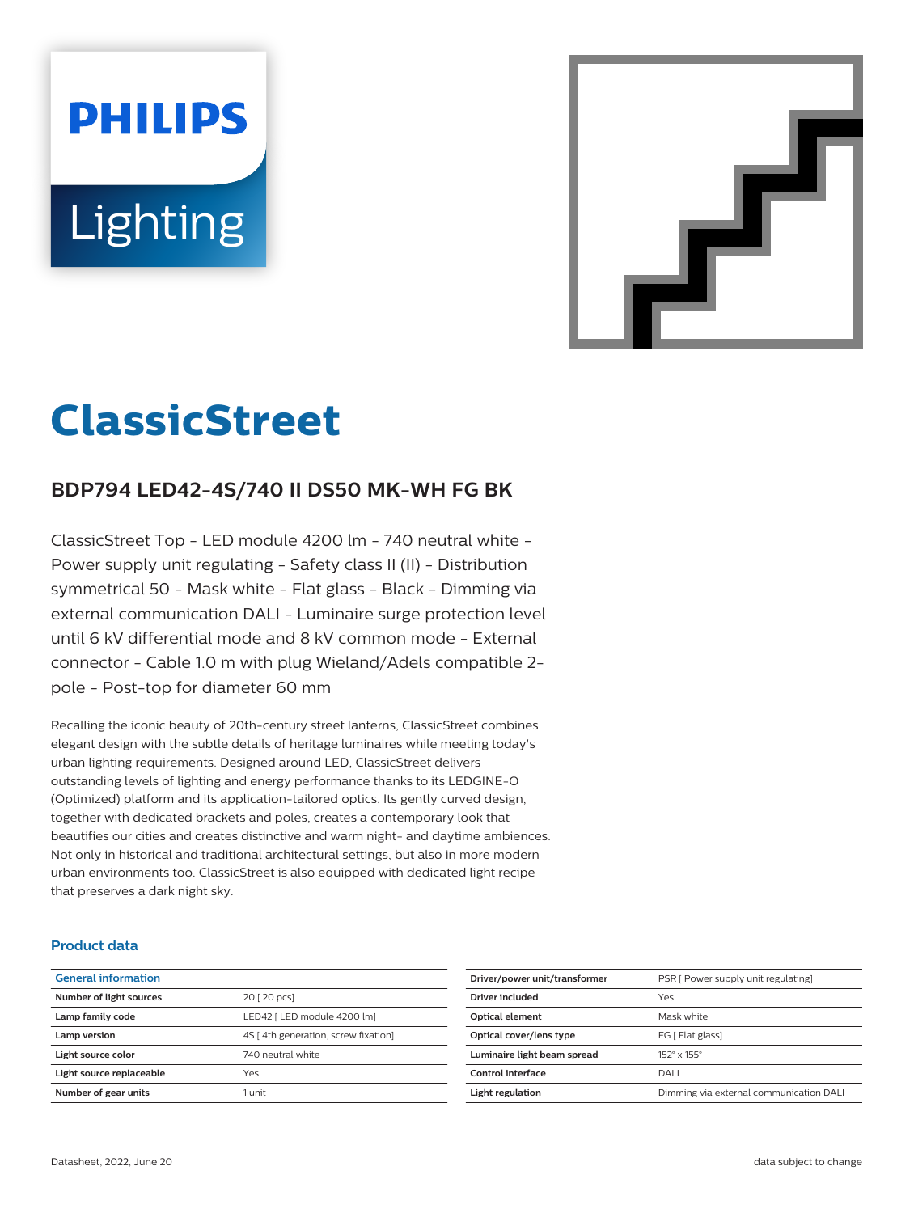PHILIPS

Lighting

# ClassicStreet

## BDP794 LED42-4S/740 II DS50 MK-WH FG BK

ClassicStreet Top - LED module 4200 lm - 740 neutral white - Power supply unit regulating - Safety class II (II) - Distribution symmetrical 50 - Mask white - Flat glass - Black - Dimming via external communication DALI - Luminaire surge protection level until 6 kV differential mode and 8 kV common mode - External connector - Cable 1.0 m with plug Wieland/Adels compatible 2-pole - Post-top for diameter 60 mm

Recalling the iconic beauty of 20th-century street lanterns, ClassicStreet combines elegant design with the subtle details of heritage luminaires while meeting today's urban lighting requirements. Designed around LED, ClassicStreet delivers outstanding levels of lighting and energy performance thanks to its LEDGINE-O (Optimized) platform and its application-tailored optics. Its gently curved design, together with dedicated brackets and poles, creates a contemporary look that beautifies our cities and creates distinctive and warm night- and daytime ambiences. Not only in historical and traditional architectural settings, but also in more modern urban environments too. ClassicStreet is also equipped with dedicated light recipe that preserves a dark night sky.

### Product data

| General information | |
|---|---|
| Number of light sources | 20 [ 20 pcs] |
| Lamp family code | LED42 [ LED module 4200 lm] |
| Lamp version | 4S [ 4th generation, screw fixation] |
| Light source color | 740 neutral white |
| Light source replaceable | Yes |
| Number of gear units | 1 unit |

| | |
|---|---|
| Driver/power unit/transformer | PSR [ Power supply unit regulating] |
| Driver included | Yes |
| Optical element | Mask white |
| Optical cover/lens type | FG [ Flat glass] |
| Luminaire light beam spread | 152° x 155° |
| Control interface | DALI |
| Light regulation | Dimming via external communication DALI |

Datasheet, 2022, June 20

data subject to change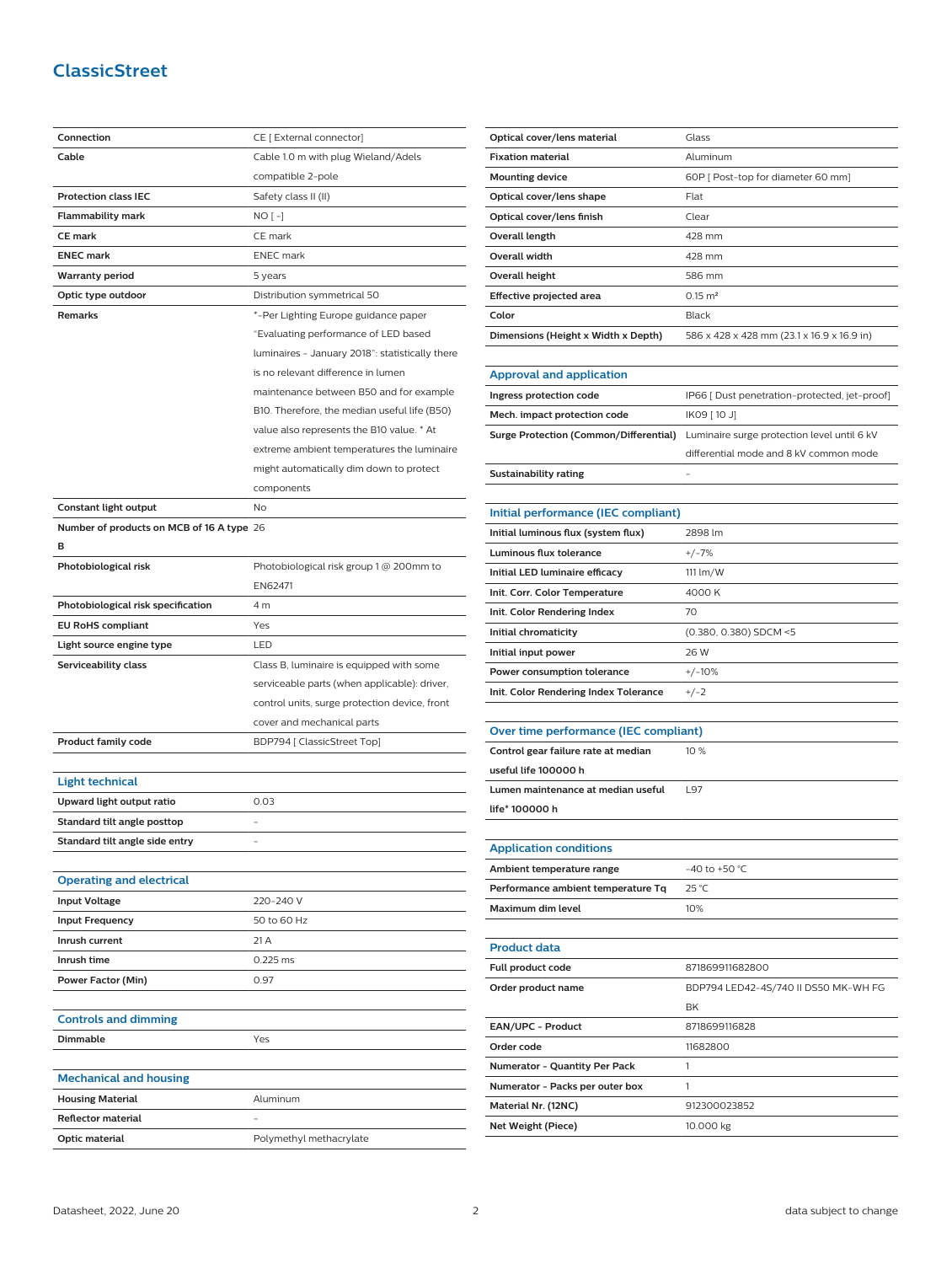## ClassicStreet

| | |
|---|---|
| **Connection** | CE [ External connector] |
| **Cable** | Cable 1.0 m with plug Wieland/Adels compatible 2-pole |
| **Protection class IEC** | Safety class II (II) |
| **Flammability mark** | NO [ -] |
| **CE mark** | CE mark |
| **ENEC mark** | ENEC mark |
| **Warranty period** | 5 years |
| **Optic type outdoor** | Distribution symmetrical 50 |
| **Remarks** | *-Per Lighting Europe guidance paper "Evaluating performance of LED based luminaires - January 2018": statistically there is no relevant difference in lumen maintenance between B50 and for example B10. Therefore, the median useful life (B50) value also represents the B10 value. * At extreme ambient temperatures the luminaire might automatically dim down to protect components |
| **Constant light output** | No |
| **Number of products on MCB of 16 A type B** | 26 |
| **Photobiological risk** | Photobiological risk group 1 @ 200mm to EN62471 |
| **Photobiological risk specification** | 4 m |
| **EU RoHS compliant** | Yes |
| **Light source engine type** | LED |
| **Serviceability class** | Class B, luminaire is equipped with some serviceable parts (when applicable): driver, control units, surge protection device, front cover and mechanical parts |
| **Product family code** | BDP794 [ ClassicStreet Top] |

### Light technical

| | |
|---|---|
| **Upward light output ratio** | 0.03 |
| **Standard tilt angle posttop** | - |
| **Standard tilt angle side entry** | - |

### Operating and electrical

| | |
|---|---|
| **Input Voltage** | 220-240 V |
| **Input Frequency** | 50 to 60 Hz |
| **Inrush current** | 21 A |
| **Inrush time** | 0.225 ms |
| **Power Factor (Min)** | 0.97 |

### Controls and dimming

| | |
|---|---|
| **Dimmable** | Yes |

### Mechanical and housing

| | |
|---|---|
| **Housing Material** | Aluminum |
| **Reflector material** | - |
| **Optic material** | Polymethyl methacrylate |
| **Optical cover/lens material** | Glass |
| **Fixation material** | Aluminum |
| **Mounting device** | 60P [ Post-top for diameter 60 mm] |
| **Optical cover/lens shape** | Flat |
| **Optical cover/lens finish** | Clear |
| **Overall length** | 428 mm |
| **Overall width** | 428 mm |
| **Overall height** | 586 mm |
| **Effective projected area** | 0.15 m² |
| **Color** | Black |
| **Dimensions (Height x Width x Depth)** | 586 x 428 x 428 mm (23.1 x 16.9 x 16.9 in) |

### Approval and application

| | |
|---|---|
| **Ingress protection code** | IP66 [ Dust penetration-protected, jet-proof] |
| **Mech. impact protection code** | IK09 [ 10 J] |
| **Surge Protection (Common/Differential)** | Luminaire surge protection level until 6 kV differential mode and 8 kV common mode |
| **Sustainability rating** | - |

### Initial performance (IEC compliant)

| | |
|---|---|
| **Initial luminous flux (system flux)** | 2898 lm |
| **Luminous flux tolerance** | +/-7% |
| **Initial LED luminaire efficacy** | 111 lm/W |
| **Init. Corr. Color Temperature** | 4000 K |
| **Init. Color Rendering Index** | 70 |
| **Initial chromaticity** | (0.380, 0.380) SDCM <5 |
| **Initial input power** | 26 W |
| **Power consumption tolerance** | +/-10% |
| **Init. Color Rendering Index Tolerance** | +/-2 |

### Over time performance (IEC compliant)

| | |
|---|---|
| **Control gear failure rate at median useful life 100000 h** | 10 % |
| **Lumen maintenance at median useful life* 100000 h** | L97 |

### Application conditions

| | |
|---|---|
| **Ambient temperature range** | -40 to +50 °C |
| **Performance ambient temperature Tq** | 25 °C |
| **Maximum dim level** | 10% |

### Product data

| | |
|---|---|
| **Full product code** | 871869911682800 |
| **Order product name** | BDP794 LED42-4S/740 II DS50 MK-WH FG BK |
| **EAN/UPC - Product** | 8718699116828 |
| **Order code** | 11682800 |
| **Numerator - Quantity Per Pack** | 1 |
| **Numerator - Packs per outer box** | 1 |
| **Material Nr. (12NC)** | 912300023852 |
| **Net Weight (Piece)** | 10.000 kg |

Datasheet, 2022, June 20 — data subject to change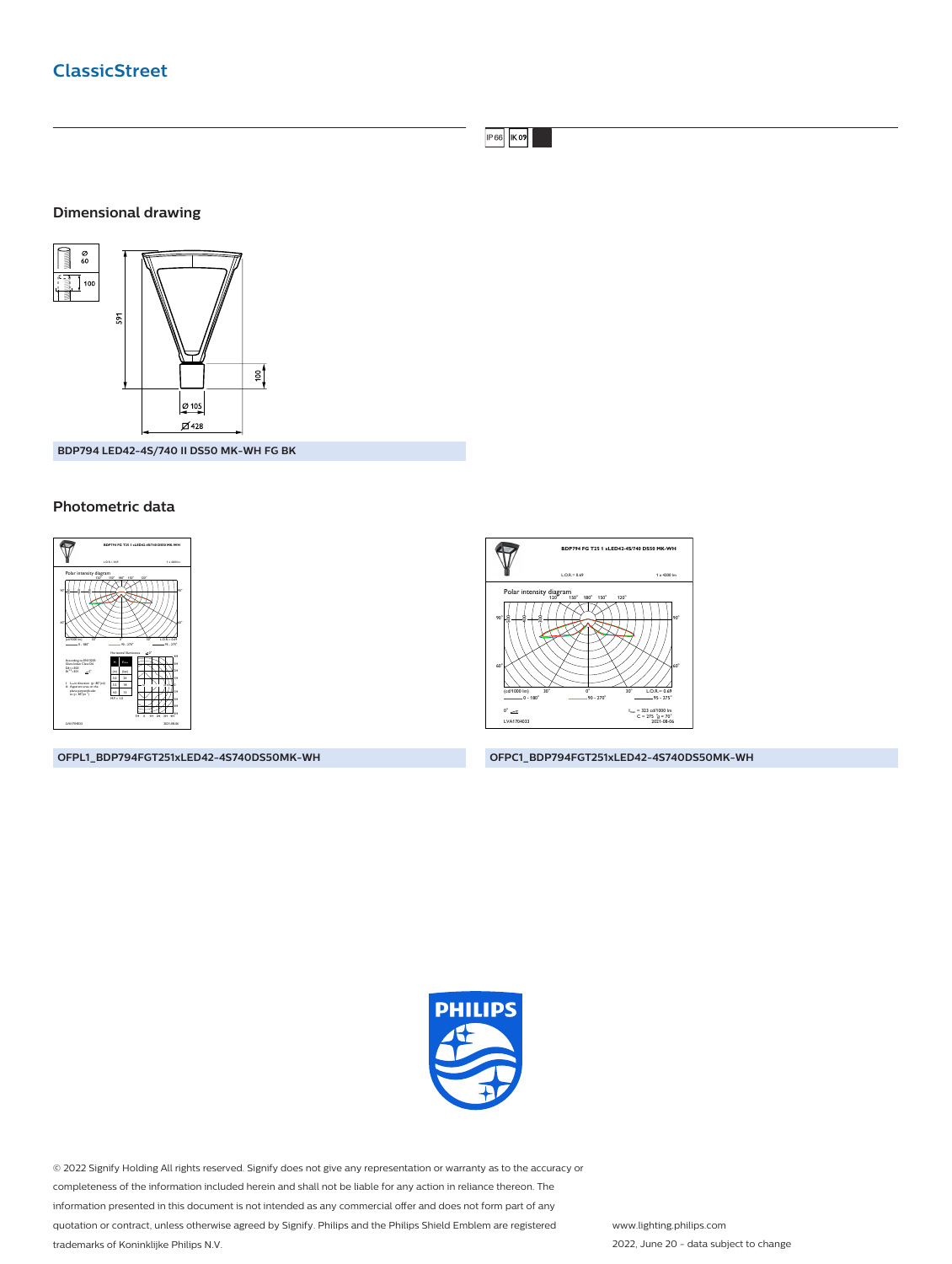# ClassicStreet

IP66 IK09

## Dimensional drawing

Ø 60

100

591

100

Ø 105

Ø 428

**BDP794 LED42-4S/740 II DS50 MK-WH FG BK**

## Photometric data

BDP794 FG T25 1 xLED42-4S/740 DS50 MK-WH

L.O.R. = 0.69

1 x 4300 lm

Polar intensity diagram

120° 150° 180° 150° 120°

90° 90°

60° 60°

(cd/1000 lm) 30° 0° 30° L.O.R. = 0.69

0 - 180° 90 - 270° 95 - 275°

LVA1704033

2021-08-06

**OFPL1_BDP794FGT251xLED42-4S740DS50MK-WH**

BDP794 FG T25 1 xLED42-4S/740 DS50 MK-WH

L.O.R. = 0.69

1 x 4300 lm

Polar intensity diagram

120° 150° 180° 150° 120°

90° 90°

60° 60°

(cd/1000 lm) 30° 0° 30° L.O.R. = 0.69

0 - 180° 90 - 270° 95 - 275°

$I_{max}$ = 323 cd/1000 lm

C = 275 γ = 70°

2021-08-06

LVA1704033

**OFPC1_BDP794FGT251xLED42-4S740DS50MK-WH**

© 2022 Signify Holding All rights reserved. Signify does not give any representation or warranty as to the accuracy or completeness of the information included herein and shall not be liable for any action in reliance thereon. The information presented in this document is not intended as any commercial offer and does not form part of any quotation or contract, unless otherwise agreed by Signify. Philips and the Philips Shield Emblem are registered trademarks of Koninklijke Philips N.V.

www.lighting.philips.com

2022, June 20 - data subject to change